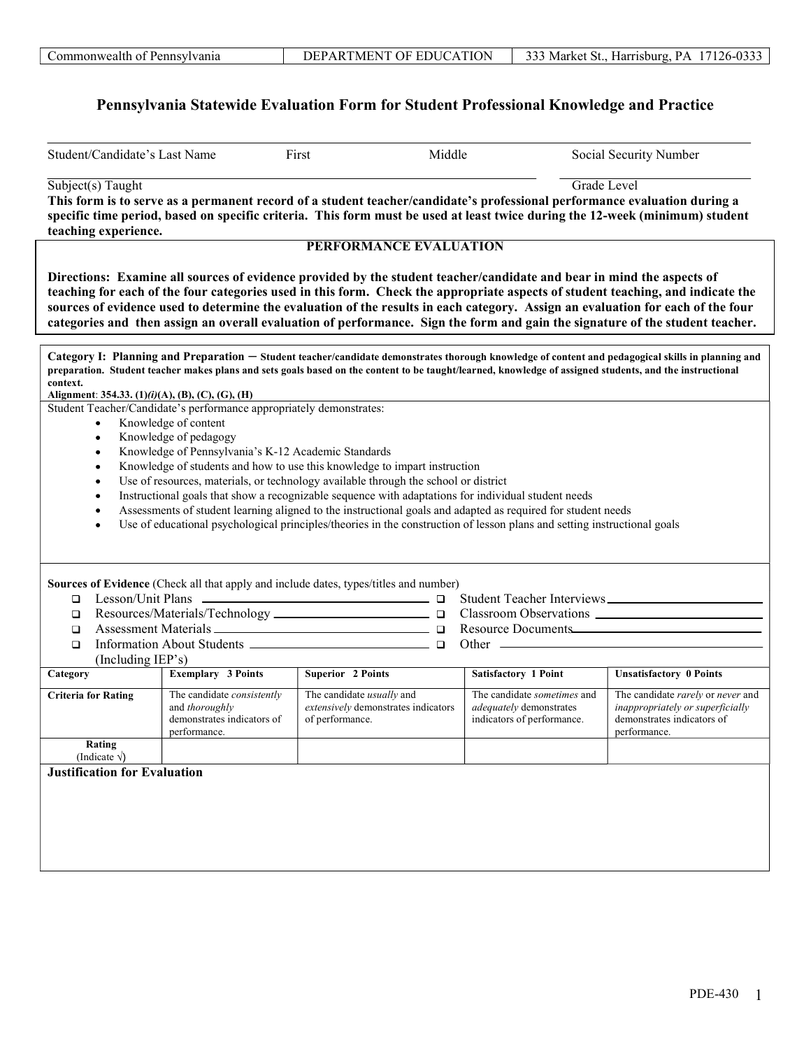| Commonwealth of Pennsylvania | DEPARTMENT OF EDUCATION | 333 Market St., Harrisburg, PA 17126-0333 |
|---|---|---|

# Pennsylvania Statewide Evaluation Form for Student Professional Knowledge and Practice

Student/Candidate's Last Name ____ First ____ Middle ____ Social Security Number ____

Subject(s) Taught ____ Grade Level ____

**This form is to serve as a permanent record of a student teacher/candidate's professional performance evaluation during a specific time period, based on specific criteria. This form must be used at least twice during the 12-week (minimum) student teaching experience.**

## PERFORMANCE EVALUATION

**Directions: Examine all sources of evidence provided by the student teacher/candidate and bear in mind the aspects of teaching for each of the four categories used in this form. Check the appropriate aspects of student teaching, and indicate the sources of evidence used to determine the evaluation of the results in each category. Assign an evaluation for each of the four categories and then assign an overall evaluation of performance. Sign the form and gain the signature of the student teacher.**

**Category I: Planning and Preparation – Student teacher/candidate demonstrates thorough knowledge of content and pedagogical skills in planning and preparation. Student teacher makes plans and sets goals based on the content to be taught/learned, knowledge of assigned students, and the instructional context.**

**Alignment: 354.33. (1)*(i)*(A), (B), (C), (G), (H)**

Student Teacher/Candidate's performance appropriately demonstrates:

- Knowledge of content
- Knowledge of pedagogy
- Knowledge of Pennsylvania's K-12 Academic Standards
- Knowledge of students and how to use this knowledge to impart instruction
- Use of resources, materials, or technology available through the school or district
- Instructional goals that show a recognizable sequence with adaptations for individual student needs
- Assessments of student learning aligned to the instructional goals and adapted as required for student needs
- Use of educational psychological principles/theories in the construction of lesson plans and setting instructional goals

**Sources of Evidence** (Check all that apply and include dates, types/titles and number)

- ❑ Lesson/Unit Plans ____
- ❑ Resources/Materials/Technology ____
- ❑ Assessment Materials ____
- ❑ Information About Students ____ (Including IEP's)
- ❑ Student Teacher Interviews ____
- ❑ Classroom Observations ____
- ❑ Resource Documents ____
- ❑ Other ____

| Category | Exemplary 3 Points | Superior 2 Points | Satisfactory 1 Point | Unsatisfactory 0 Points |
|---|---|---|---|---|
| **Criteria for Rating** | The candidate *consistently* and *thoroughly* demonstrates indicators of performance. | The candidate *usually* and *extensively* demonstrates indicators of performance. | The candidate *sometimes* and *adequately* demonstrates indicators of performance. | The candidate *rarely* or *never* and *inappropriately or superficially* demonstrates indicators of performance. |
| **Rating** (Indicate √) | | | | |

**Justification for Evaluation**

PDE-430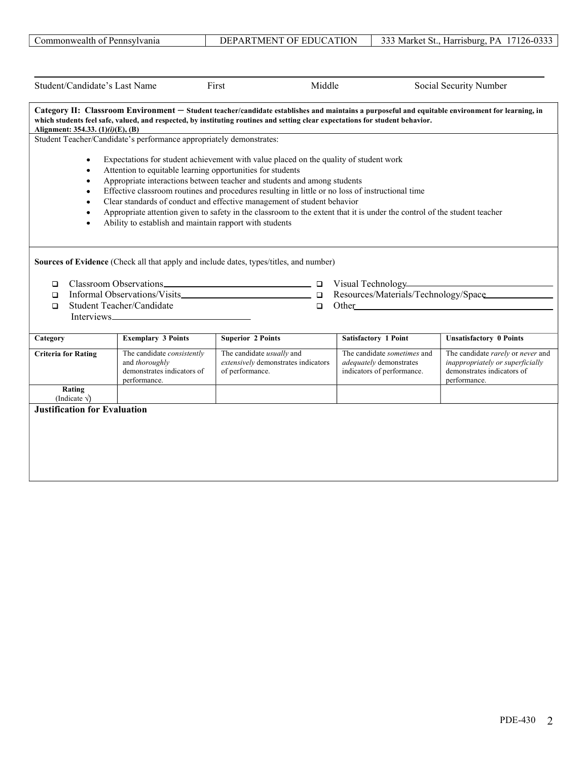| Commonwealth of Pennsylvania | DEPARTMENT OF EDUCATION | 333 Market St., Harrisburg, PA 17126-0333 |
|---|---|---|

Student/Candidate's Last Name &nbsp;&nbsp;&nbsp;&nbsp; First &nbsp;&nbsp;&nbsp;&nbsp; Middle &nbsp;&nbsp;&nbsp;&nbsp; Social Security Number

**Category II: Classroom Environment – Student teacher/candidate establishes and maintains a purposeful and equitable environment for learning, in which students feel safe, valued, and respected, by instituting routines and setting clear expectations for student behavior.**
**Alignment: 354.33. (1)*(i)*(E), (B)**

Student Teacher/Candidate's performance appropriately demonstrates:

- Expectations for student achievement with value placed on the quality of student work
- Attention to equitable learning opportunities for students
- Appropriate interactions between teacher and students and among students
- Effective classroom routines and procedures resulting in little or no loss of instructional time
- Clear standards of conduct and effective management of student behavior
- Appropriate attention given to safety in the classroom to the extent that it is under the control of the student teacher
- Ability to establish and maintain rapport with students

**Sources of Evidence** (Check all that apply and include dates, types/titles, and number)

- ☐ Classroom Observations\_\_\_\_\_\_\_\_\_\_\_\_\_\_\_\_\_\_\_\_
- ☐ Informal Observations/Visits\_\_\_\_\_\_\_\_\_\_\_\_\_\_\_\_\_\_\_\_
- ☐ Student Teacher/Candidate Interviews\_\_\_\_\_\_\_\_\_\_\_\_\_\_\_\_\_\_\_\_
- ☐ Visual Technology\_\_\_\_\_\_\_\_\_\_\_\_\_\_\_\_\_\_\_\_
- ☐ Resources/Materials/Technology/Space\_\_\_\_\_\_\_\_\_\_\_\_\_\_\_\_\_\_\_\_
- ☐ Other\_\_\_\_\_\_\_\_\_\_\_\_\_\_\_\_\_\_\_\_

| Category | Exemplary 3 Points | Superior 2 Points | Satisfactory 1 Point | Unsatisfactory 0 Points |
|---|---|---|---|---|
| **Criteria for Rating** | The candidate *consistently* and *thoroughly* demonstrates indicators of performance. | The candidate *usually* and *extensively* demonstrates indicators of performance. | The candidate *sometimes* and *adequately* demonstrates indicators of performance. | The candidate *rarely* or *never* and *inappropriately or superficially* demonstrates indicators of performance. |
| **Rating** (Indicate √) | | | | |

**Justification for Evaluation**

PDE-430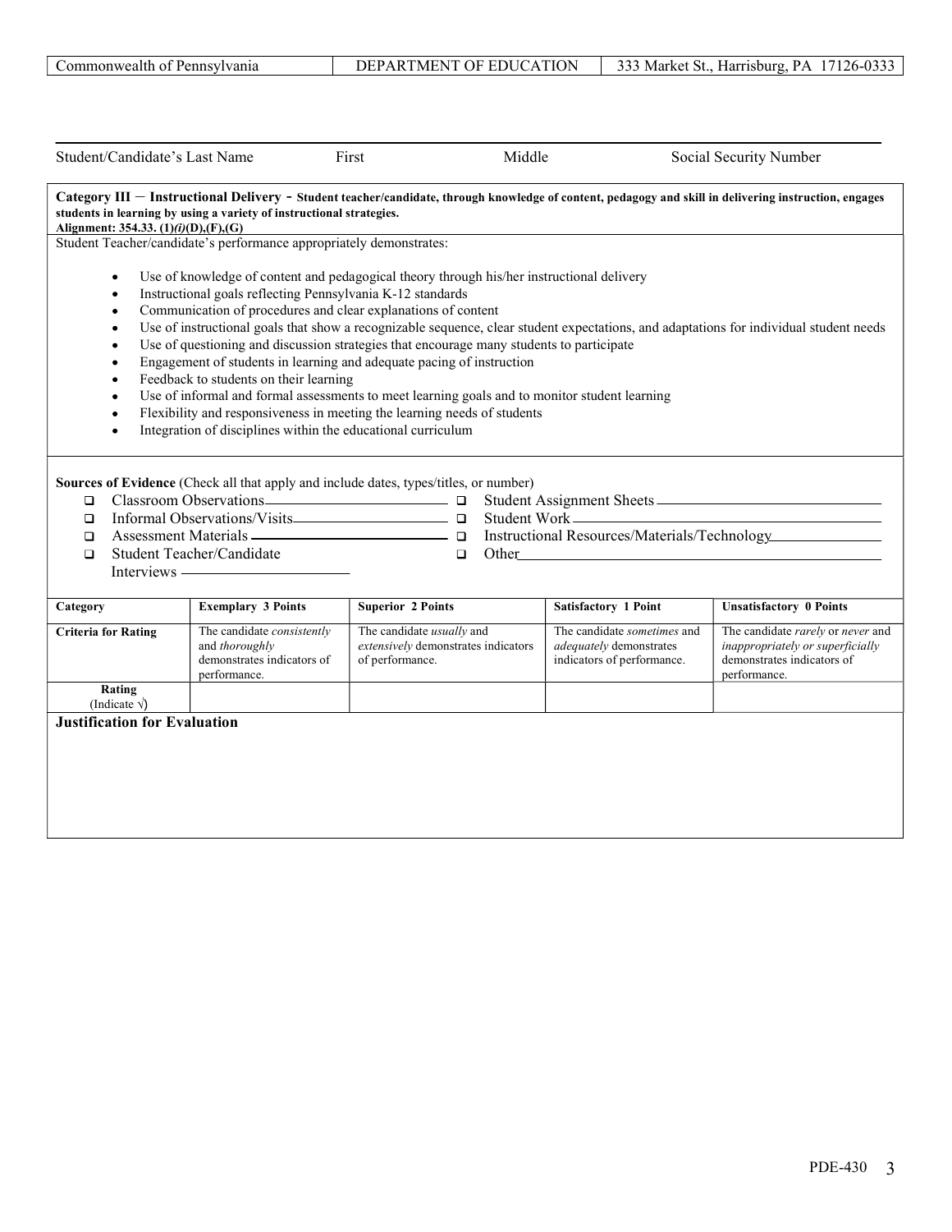| Commonwealth of Pennsylvania | DEPARTMENT OF EDUCATION | 333 Market St., Harrisburg, PA 17126-0333 |
|---|---|---|

Student/Candidate's Last Name First Middle Social Security Number

**Category III – Instructional Delivery - Student teacher/candidate, through knowledge of content, pedagogy and skill in delivering instruction, engages students in learning by using a variety of instructional strategies.**
**Alignment: 354.33. (1)*(i)*(D),(F),(G)**

Student Teacher/candidate's performance appropriately demonstrates:

- Use of knowledge of content and pedagogical theory through his/her instructional delivery
- Instructional goals reflecting Pennsylvania K-12 standards
- Communication of procedures and clear explanations of content
- Use of instructional goals that show a recognizable sequence, clear student expectations, and adaptations for individual student needs
- Use of questioning and discussion strategies that encourage many students to participate
- Engagement of students in learning and adequate pacing of instruction
- Feedback to students on their learning
- Use of informal and formal assessments to meet learning goals and to monitor student learning
- Flexibility and responsiveness in meeting the learning needs of students
- Integration of disciplines within the educational curriculum

**Sources of Evidence** (Check all that apply and include dates, types/titles, or number)

- ❑ Classroom Observations \_\_\_\_\_\_\_\_\_\_\_\_\_\_\_\_\_\_\_\_
- ❑ Informal Observations/Visits \_\_\_\_\_\_\_\_\_\_\_\_\_\_\_\_\_\_\_\_
- ❑ Assessment Materials \_\_\_\_\_\_\_\_\_\_\_\_\_\_\_\_\_\_\_\_
- ❑ Student Teacher/Candidate Interviews \_\_\_\_\_\_\_\_\_\_\_\_\_\_\_\_\_\_\_\_
- ❑ Student Assignment Sheets \_\_\_\_\_\_\_\_\_\_\_\_\_\_\_\_\_\_\_\_
- ❑ Student Work \_\_\_\_\_\_\_\_\_\_\_\_\_\_\_\_\_\_\_\_
- ❑ Instructional Resources/Materials/Technology \_\_\_\_\_\_\_\_\_\_\_\_\_\_\_\_\_\_\_\_
- ❑ Other \_\_\_\_\_\_\_\_\_\_\_\_\_\_\_\_\_\_\_\_

| Category | Exemplary 3 Points | Superior 2 Points | Satisfactory 1 Point | Unsatisfactory 0 Points |
|---|---|---|---|---|
| **Criteria for Rating** | The candidate *consistently* and *thoroughly* demonstrates indicators of performance. | The candidate *usually* and *extensively* demonstrates indicators of performance. | The candidate *sometimes* and *adequately* demonstrates indicators of performance. | The candidate *rarely* or *never* and *inappropriately or superficially* demonstrates indicators of performance. |
| **Rating** (Indicate √) | | | | |

**Justification for Evaluation**

PDE-430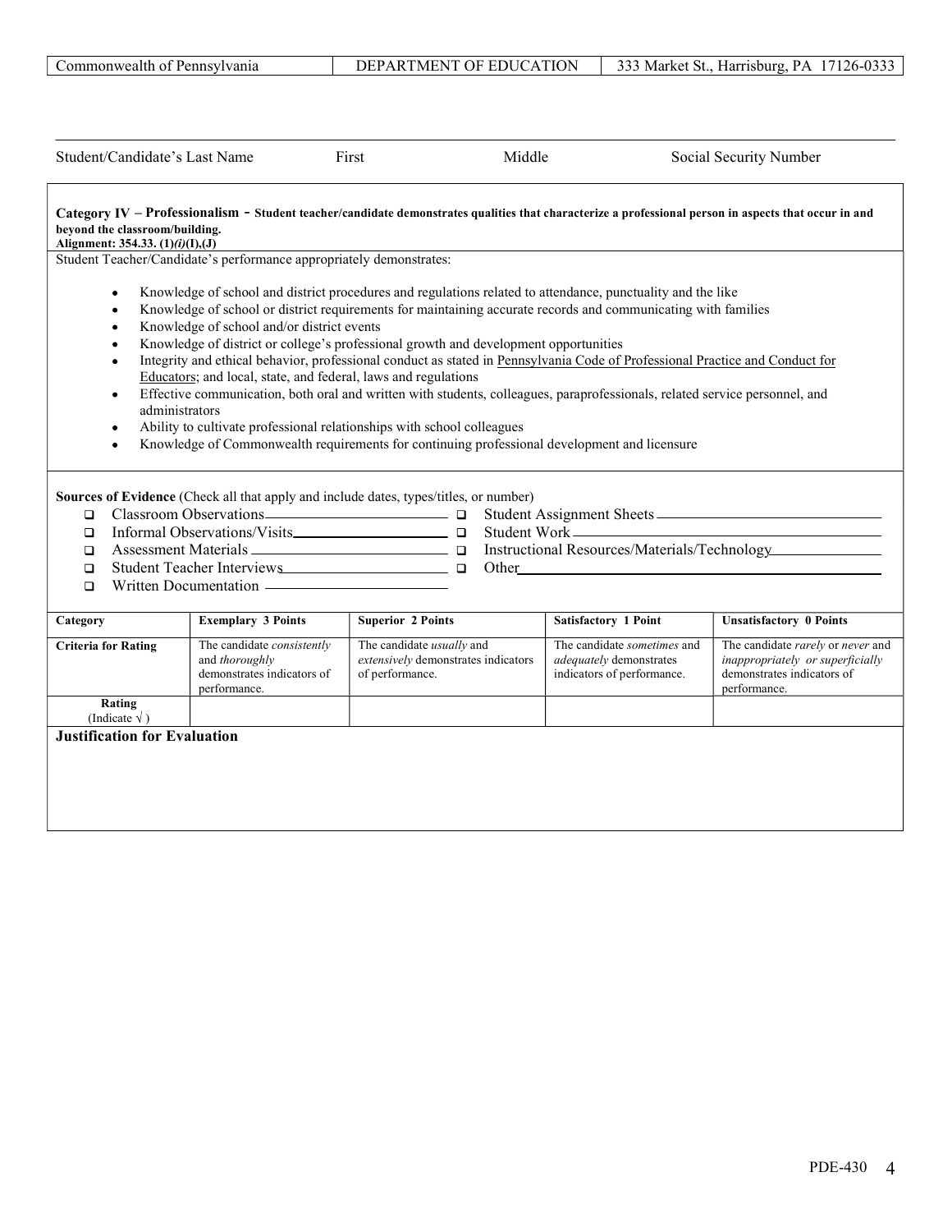| Commonwealth of Pennsylvania | DEPARTMENT OF EDUCATION | 333 Market St., Harrisburg, PA 17126-0333 |
|---|---|---|

Student/Candidate's Last Name First Middle Social Security Number

**Category IV – Professionalism - Student teacher/candidate demonstrates qualities that characterize a professional person in aspects that occur in and beyond the classroom/building.**
**Alignment: 354.33. (1)*(i)*(I),(J)**

Student Teacher/Candidate's performance appropriately demonstrates:

- Knowledge of school and district procedures and regulations related to attendance, punctuality and the like
- Knowledge of school or district requirements for maintaining accurate records and communicating with families
- Knowledge of school and/or district events
- Knowledge of district or college's professional growth and development opportunities
- Integrity and ethical behavior, professional conduct as stated in Pennsylvania Code of Professional Practice and Conduct for Educators; and local, state, and federal, laws and regulations
- Effective communication, both oral and written with students, colleagues, paraprofessionals, related service personnel, and administrators
- Ability to cultivate professional relationships with school colleagues
- Knowledge of Commonwealth requirements for continuing professional development and licensure

**Sources of Evidence** (Check all that apply and include dates, types/titles, or number)

- ☐ Classroom Observations\_\_\_\_\_\_\_\_\_\_
- ☐ Informal Observations/Visits\_\_\_\_\_\_\_\_\_\_
- ☐ Assessment Materials \_\_\_\_\_\_\_\_\_\_
- ☐ Student Teacher Interviews\_\_\_\_\_\_\_\_\_\_
- ☐ Written Documentation \_\_\_\_\_\_\_\_\_\_
- ☐ Student Assignment Sheets \_\_\_\_\_\_\_\_\_\_
- ☐ Student Work \_\_\_\_\_\_\_\_\_\_
- ☐ Instructional Resources/Materials/Technology\_\_\_\_\_\_\_\_\_\_
- ☐ Other\_\_\_\_\_\_\_\_\_\_

| Category | Exemplary 3 Points | Superior 2 Points | Satisfactory 1 Point | Unsatisfactory 0 Points |
|---|---|---|---|---|
| **Criteria for Rating** | The candidate *consistently* and *thoroughly* demonstrates indicators of performance. | The candidate *usually* and *extensively* demonstrates indicators of performance. | The candidate *sometimes* and *adequately* demonstrates indicators of performance. | The candidate *rarely* or *never* and *inappropriately or superficially* demonstrates indicators of performance. |
| **Rating** (Indicate √ ) | | | | |

**Justification for Evaluation**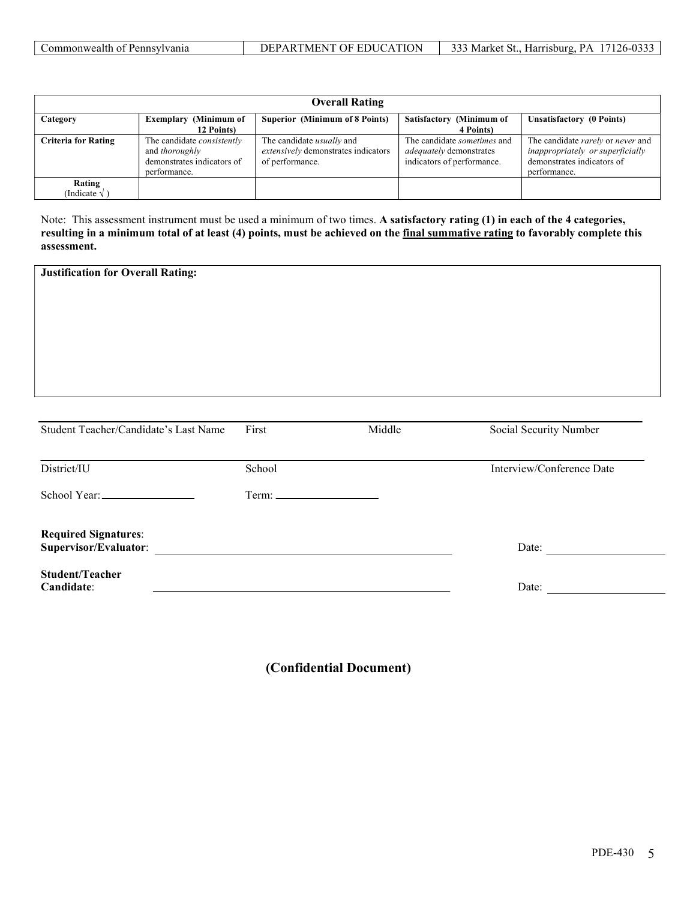| Overall Rating | | | | |
|---|---|---|---|---|
| **Category** | **Exemplary (Minimum of 12 Points)** | **Superior (Minimum of 8 Points)** | **Satisfactory (Minimum of 4 Points)** | **Unsatisfactory (0 Points)** |
| **Criteria for Rating** | The candidate *consistently* and *thoroughly* demonstrates indicators of performance. | The candidate *usually* and *extensively* demonstrates indicators of performance. | The candidate *sometimes* and *adequately* demonstrates indicators of performance. | The candidate *rarely* or *never* and *inappropriately or superficially* demonstrates indicators of performance. |
| **Rating** (Indicate √ ) | | | | |

Note: This assessment instrument must be used a minimum of two times. **A satisfactory rating (1) in each of the 4 categories, resulting in a minimum total of at least (4) points, must be achieved on the <u>final summative rating</u> to favorably complete this assessment.**

**Justification for Overall Rating:**

Student Teacher/Candidate's Last Name First Middle Social Security Number

District/IU School Interview/Conference Date

School Year: ________________ Term: __________________

**Required Signatures**:
**Supervisor/Evaluator**: ____________________________________________ Date: ____________________

**Student/Teacher Candidate**: ____________________________________________ Date: ____________________

**(Confidential Document)**